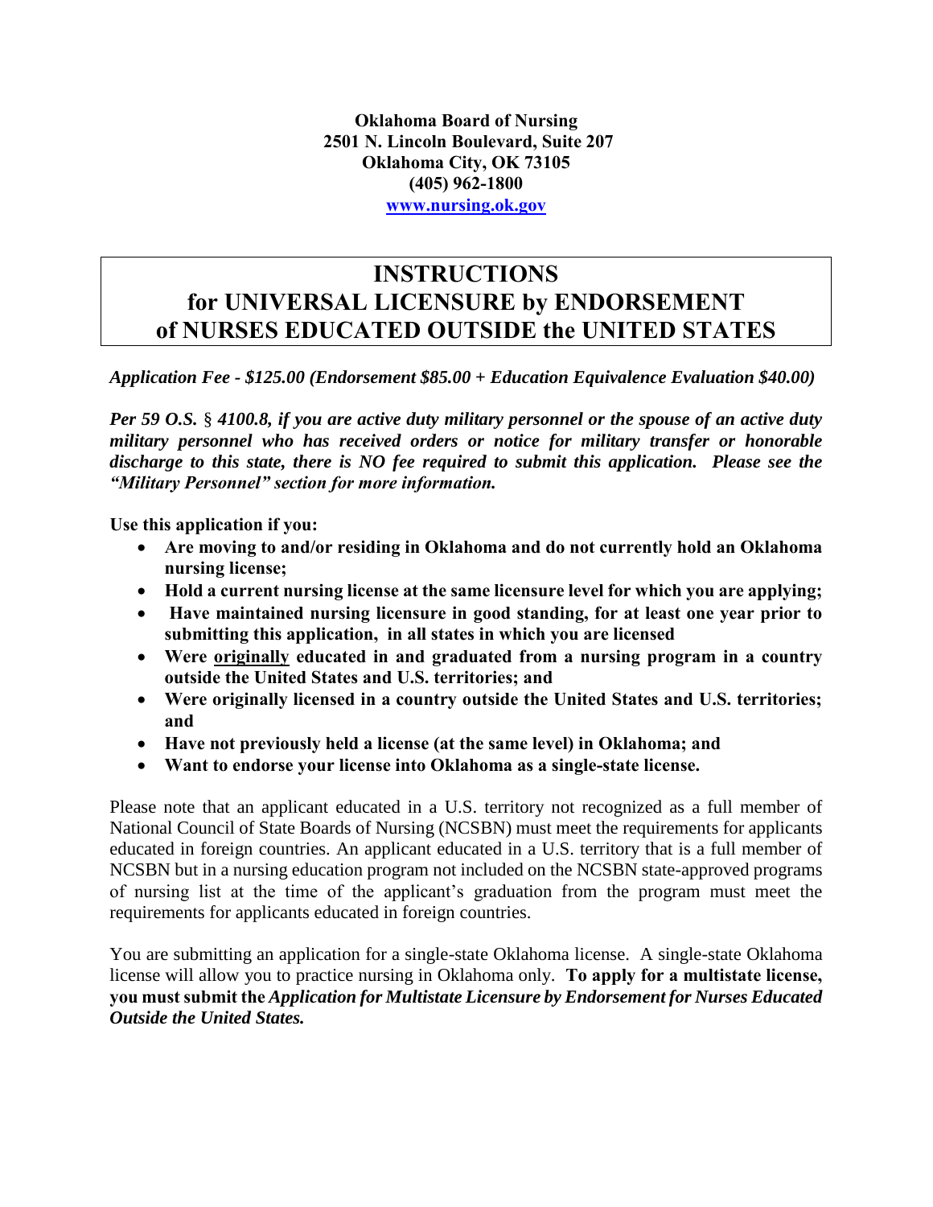**Oklahoma Board of Nursing**
**2501 N. Lincoln Boulevard, Suite 207**
**Oklahoma City, OK 73105**
**(405) 962-1800**
**www.nursing.ok.gov**

# INSTRUCTIONS for UNIVERSAL LICENSURE by ENDORSEMENT of NURSES EDUCATED OUTSIDE the UNITED STATES

***Application Fee - $125.00 (Endorsement $85.00 + Education Equivalence Evaluation $40.00)***

***Per 59 O.S. § 4100.8, if you are active duty military personnel or the spouse of an active duty military personnel who has received orders or notice for military transfer or honorable discharge to this state, there is NO fee required to submit this application. Please see the "Military Personnel" section for more information.***

**Use this application if you:**

- **Are moving to and/or residing in Oklahoma and do not currently hold an Oklahoma nursing license;**
- **Hold a current nursing license at the same licensure level for which you are applying;**
- **Have maintained nursing licensure in good standing, for at least one year prior to submitting this application, in all states in which you are licensed**
- **Were <u>originally</u> educated in and graduated from a nursing program in a country outside the United States and U.S. territories; and**
- **Were originally licensed in a country outside the United States and U.S. territories; and**
- **Have not previously held a license (at the same level) in Oklahoma; and**
- **Want to endorse your license into Oklahoma as a single-state license.**

Please note that an applicant educated in a U.S. territory not recognized as a full member of National Council of State Boards of Nursing (NCSBN) must meet the requirements for applicants educated in foreign countries. An applicant educated in a U.S. territory that is a full member of NCSBN but in a nursing education program not included on the NCSBN state-approved programs of nursing list at the time of the applicant's graduation from the program must meet the requirements for applicants educated in foreign countries.

You are submitting an application for a single-state Oklahoma license. A single-state Oklahoma license will allow you to practice nursing in Oklahoma only. **To apply for a multistate license, you must submit the *Application for Multistate Licensure by Endorsement for Nurses Educated Outside the United States.***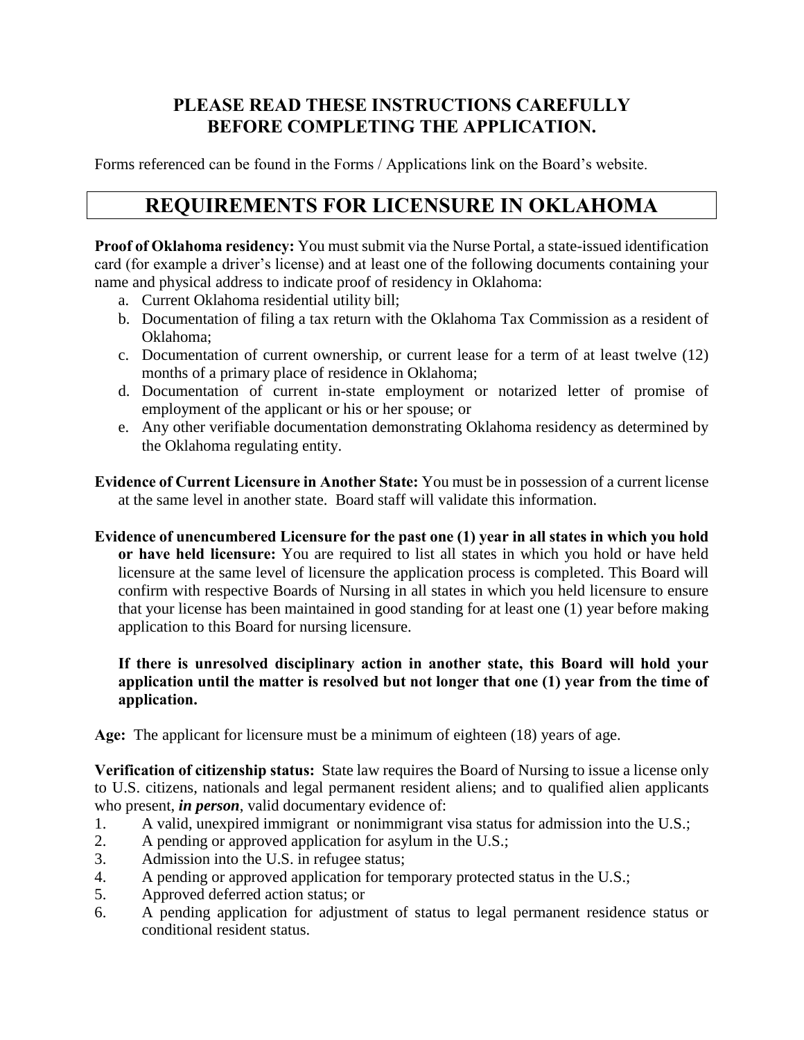**PLEASE READ THESE INSTRUCTIONS CAREFULLY BEFORE COMPLETING THE APPLICATION.**

Forms referenced can be found in the Forms / Applications link on the Board's website.

# REQUIREMENTS FOR LICENSURE IN OKLAHOMA

**Proof of Oklahoma residency:** You must submit via the Nurse Portal, a state-issued identification card (for example a driver's license) and at least one of the following documents containing your name and physical address to indicate proof of residency in Oklahoma:

a. Current Oklahoma residential utility bill;
b. Documentation of filing a tax return with the Oklahoma Tax Commission as a resident of Oklahoma;
c. Documentation of current ownership, or current lease for a term of at least twelve (12) months of a primary place of residence in Oklahoma;
d. Documentation of current in-state employment or notarized letter of promise of employment of the applicant or his or her spouse; or
e. Any other verifiable documentation demonstrating Oklahoma residency as determined by the Oklahoma regulating entity.

**Evidence of Current Licensure in Another State:** You must be in possession of a current license at the same level in another state. Board staff will validate this information.

**Evidence of unencumbered Licensure for the past one (1) year in all states in which you hold or have held licensure:** You are required to list all states in which you hold or have held licensure at the same level of licensure the application process is completed. This Board will confirm with respective Boards of Nursing in all states in which you held licensure to ensure that your license has been maintained in good standing for at least one (1) year before making application to this Board for nursing licensure.

**If there is unresolved disciplinary action in another state, this Board will hold your application until the matter is resolved but not longer that one (1) year from the time of application.**

**Age:** The applicant for licensure must be a minimum of eighteen (18) years of age.

**Verification of citizenship status:** State law requires the Board of Nursing to issue a license only to U.S. citizens, nationals and legal permanent resident aliens; and to qualified alien applicants who present, ***in person***, valid documentary evidence of:

1. A valid, unexpired immigrant or nonimmigrant visa status for admission into the U.S.;
2. A pending or approved application for asylum in the U.S.;
3. Admission into the U.S. in refugee status;
4. A pending or approved application for temporary protected status in the U.S.;
5. Approved deferred action status; or
6. A pending application for adjustment of status to legal permanent residence status or conditional resident status.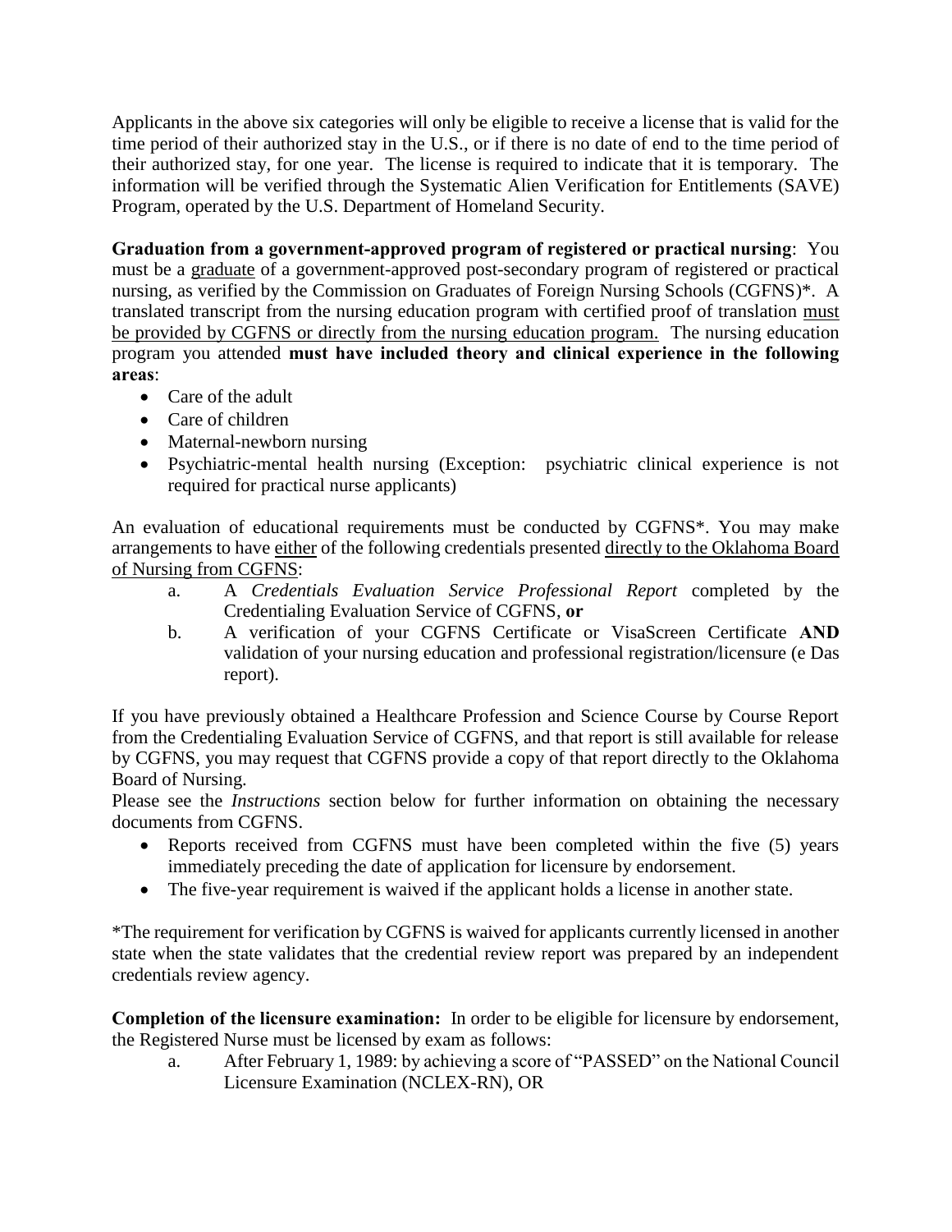Applicants in the above six categories will only be eligible to receive a license that is valid for the time period of their authorized stay in the U.S., or if there is no date of end to the time period of their authorized stay, for one year. The license is required to indicate that it is temporary. The information will be verified through the Systematic Alien Verification for Entitlements (SAVE) Program, operated by the U.S. Department of Homeland Security.

**Graduation from a government-approved program of registered or practical nursing**: You must be a graduate of a government-approved post-secondary program of registered or practical nursing, as verified by the Commission on Graduates of Foreign Nursing Schools (CGFNS)*. A translated transcript from the nursing education program with certified proof of translation must be provided by CGFNS or directly from the nursing education program. The nursing education program you attended **must have included theory and clinical experience in the following areas**:

- Care of the adult
- Care of children
- Maternal-newborn nursing
- Psychiatric-mental health nursing (Exception: psychiatric clinical experience is not required for practical nurse applicants)

An evaluation of educational requirements must be conducted by CGFNS*. You may make arrangements to have either of the following credentials presented directly to the Oklahoma Board of Nursing from CGFNS:

a. A *Credentials Evaluation Service Professional Report* completed by the Credentialing Evaluation Service of CGFNS, **or**

b. A verification of your CGFNS Certificate or VisaScreen Certificate **AND** validation of your nursing education and professional registration/licensure (e Das report).

If you have previously obtained a Healthcare Profession and Science Course by Course Report from the Credentialing Evaluation Service of CGFNS, and that report is still available for release by CGFNS, you may request that CGFNS provide a copy of that report directly to the Oklahoma Board of Nursing.

Please see the *Instructions* section below for further information on obtaining the necessary documents from CGFNS.

- Reports received from CGFNS must have been completed within the five (5) years immediately preceding the date of application for licensure by endorsement.
- The five-year requirement is waived if the applicant holds a license in another state.

*The requirement for verification by CGFNS is waived for applicants currently licensed in another state when the state validates that the credential review report was prepared by an independent credentials review agency.

**Completion of the licensure examination:** In order to be eligible for licensure by endorsement, the Registered Nurse must be licensed by exam as follows:

a. After February 1, 1989: by achieving a score of "PASSED" on the National Council Licensure Examination (NCLEX-RN), OR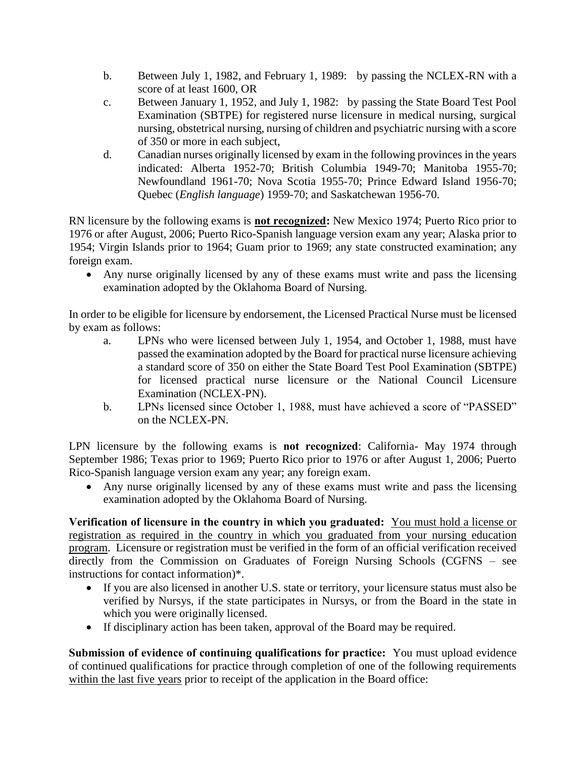b. Between July 1, 1982, and February 1, 1989: by passing the NCLEX-RN with a score of at least 1600, OR

c. Between January 1, 1952, and July 1, 1982: by passing the State Board Test Pool Examination (SBTPE) for registered nurse licensure in medical nursing, surgical nursing, obstetrical nursing, nursing of children and psychiatric nursing with a score of 350 or more in each subject,

d. Canadian nurses originally licensed by exam in the following provinces in the years indicated: Alberta 1952-70; British Columbia 1949-70; Manitoba 1955-70; Newfoundland 1961-70; Nova Scotia 1955-70; Prince Edward Island 1956-70; Quebec (*English language*) 1959-70; and Saskatchewan 1956-70.

RN licensure by the following exams is **<u>not recognized</u>:** New Mexico 1974; Puerto Rico prior to 1976 or after August, 2006; Puerto Rico-Spanish language version exam any year; Alaska prior to 1954; Virgin Islands prior to 1964; Guam prior to 1969; any state constructed examination; any foreign exam.

- Any nurse originally licensed by any of these exams must write and pass the licensing examination adopted by the Oklahoma Board of Nursing.

In order to be eligible for licensure by endorsement, the Licensed Practical Nurse must be licensed by exam as follows:

a. LPNs who were licensed between July 1, 1954, and October 1, 1988, must have passed the examination adopted by the Board for practical nurse licensure achieving a standard score of 350 on either the State Board Test Pool Examination (SBTPE) for licensed practical nurse licensure or the National Council Licensure Examination (NCLEX-PN).

b. LPNs licensed since October 1, 1988, must have achieved a score of "PASSED" on the NCLEX-PN.

LPN licensure by the following exams is **not recognized**: California- May 1974 through September 1986; Texas prior to 1969; Puerto Rico prior to 1976 or after August 1, 2006; Puerto Rico-Spanish language version exam any year; any foreign exam.

- Any nurse originally licensed by any of these exams must write and pass the licensing examination adopted by the Oklahoma Board of Nursing.

**Verification of licensure in the country in which you graduated:** <u>You must hold a license or registration as required in the country in which you graduated from your nursing education program</u>. Licensure or registration must be verified in the form of an official verification received directly from the Commission on Graduates of Foreign Nursing Schools (CGFNS – see instructions for contact information)*.

- If you are also licensed in another U.S. state or territory, your licensure status must also be verified by Nursys, if the state participates in Nursys, or from the Board in the state in which you were originally licensed.
- If disciplinary action has been taken, approval of the Board may be required.

**Submission of evidence of continuing qualifications for practice:** You must upload evidence of continued qualifications for practice through completion of one of the following requirements <u>within the last five years</u> prior to receipt of the application in the Board office: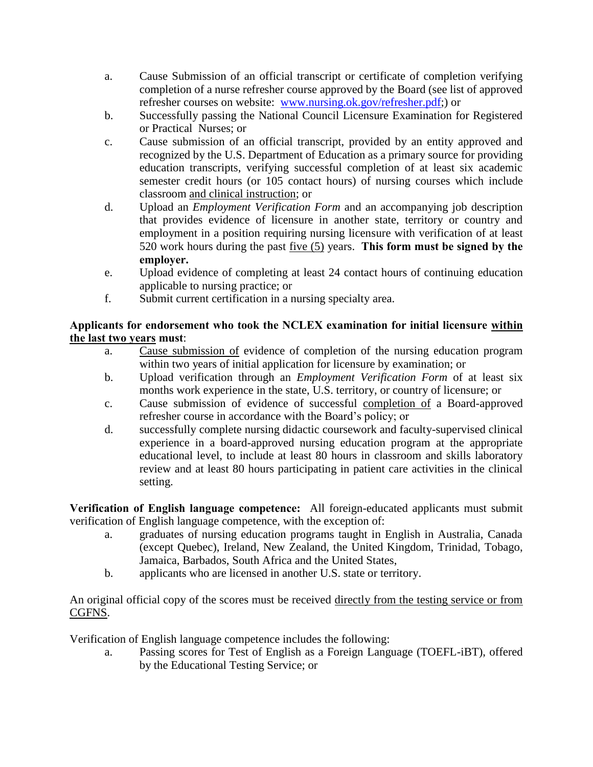a. Cause Submission of an official transcript or certificate of completion verifying completion of a nurse refresher course approved by the Board (see list of approved refresher courses on website: [www.nursing.ok.gov/refresher.pdf](www.nursing.ok.gov/refresher.pdf);) or
b. Successfully passing the National Council Licensure Examination for Registered or Practical Nurses; or
c. Cause submission of an official transcript, provided by an entity approved and recognized by the U.S. Department of Education as a primary source for providing education transcripts, verifying successful completion of at least six academic semester credit hours (or 105 contact hours) of nursing courses which include classroom <u>and clinical instruction</u>; or
d. Upload an *Employment Verification Form* and an accompanying job description that provides evidence of licensure in another state, territory or country and employment in a position requiring nursing licensure with verification of at least 520 work hours during the past <u>five (5)</u> years. **This form must be signed by the employer.**
e. Upload evidence of completing at least 24 contact hours of continuing education applicable to nursing practice; or
f. Submit current certification in a nursing specialty area.

**Applicants for endorsement who took the NCLEX examination for initial licensure <u>within the last two years</u> must**:

a. <u>Cause submission of</u> evidence of completion of the nursing education program within two years of initial application for licensure by examination; or
b. Upload verification through an *Employment Verification Form* of at least six months work experience in the state, U.S. territory, or country of licensure; or
c. Cause submission of evidence of successful <u>completion of</u> a Board-approved refresher course in accordance with the Board's policy; or
d. successfully complete nursing didactic coursework and faculty-supervised clinical experience in a board-approved nursing education program at the appropriate educational level, to include at least 80 hours in classroom and skills laboratory review and at least 80 hours participating in patient care activities in the clinical setting.

**Verification of English language competence:** All foreign-educated applicants must submit verification of English language competence, with the exception of:

a. graduates of nursing education programs taught in English in Australia, Canada (except Quebec), Ireland, New Zealand, the United Kingdom, Trinidad, Tobago, Jamaica, Barbados, South Africa and the United States,
b. applicants who are licensed in another U.S. state or territory.

An original official copy of the scores must be received <u>directly from the testing service or from CGFNS</u>.

Verification of English language competence includes the following:

a. Passing scores for Test of English as a Foreign Language (TOEFL-iBT), offered by the Educational Testing Service; or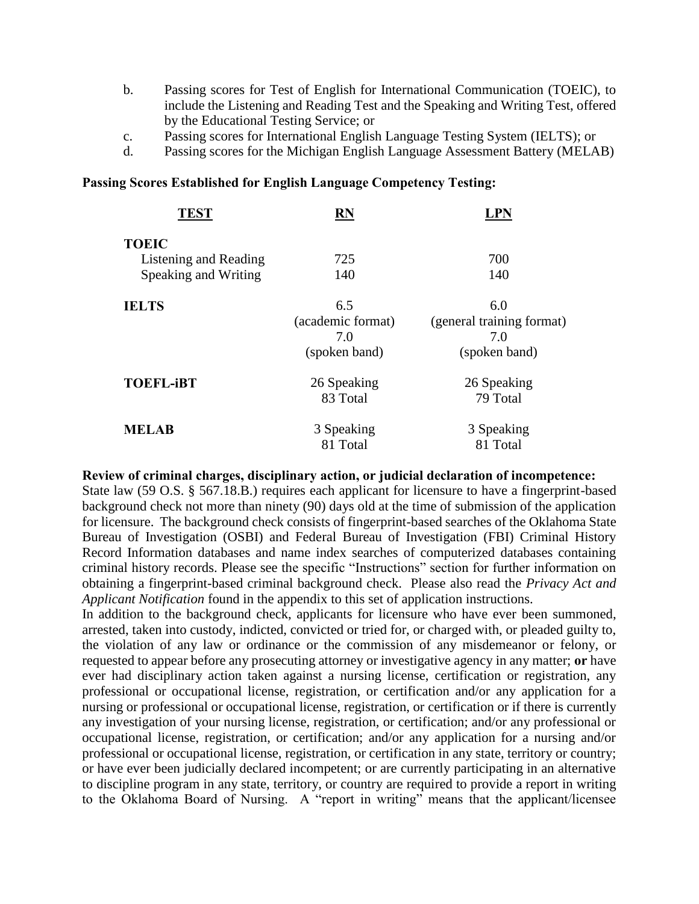b. Passing scores for Test of English for International Communication (TOEIC), to include the Listening and Reading Test and the Speaking and Writing Test, offered by the Educational Testing Service; or
c. Passing scores for International English Language Testing System (IELTS); or
d. Passing scores for the Michigan English Language Assessment Battery (MELAB)

**Passing Scores Established for English Language Competency Testing:**

| TEST | RN | LPN |
|---|---|---|
| **TOEIC** | | |
| Listening and Reading | 725 | 700 |
| Speaking and Writing | 140 | 140 |
| **IELTS** | 6.5 (academic format) 7.0 (spoken band) | 6.0 (general training format) 7.0 (spoken band) |
| **TOEFL-iBT** | 26 Speaking 83 Total | 26 Speaking 79 Total |
| **MELAB** | 3 Speaking 81 Total | 3 Speaking 81 Total |

**Review of criminal charges, disciplinary action, or judicial declaration of incompetence:**
State law (59 O.S. § 567.18.B.) requires each applicant for licensure to have a fingerprint-based background check not more than ninety (90) days old at the time of submission of the application for licensure. The background check consists of fingerprint-based searches of the Oklahoma State Bureau of Investigation (OSBI) and Federal Bureau of Investigation (FBI) Criminal History Record Information databases and name index searches of computerized databases containing criminal history records. Please see the specific "Instructions" section for further information on obtaining a fingerprint-based criminal background check. Please also read the *Privacy Act and Applicant Notification* found in the appendix to this set of application instructions.

In addition to the background check, applicants for licensure who have ever been summoned, arrested, taken into custody, indicted, convicted or tried for, or charged with, or pleaded guilty to, the violation of any law or ordinance or the commission of any misdemeanor or felony, or requested to appear before any prosecuting attorney or investigative agency in any matter; **or** have ever had disciplinary action taken against a nursing license, certification or registration, any professional or occupational license, registration, or certification and/or any application for a nursing or professional or occupational license, registration, or certification or if there is currently any investigation of your nursing license, registration, or certification; and/or any professional or occupational license, registration, or certification; and/or any application for a nursing and/or professional or occupational license, registration, or certification in any state, territory or country; or have ever been judicially declared incompetent; or are currently participating in an alternative to discipline program in any state, territory, or country are required to provide a report in writing to the Oklahoma Board of Nursing. A "report in writing" means that the applicant/licensee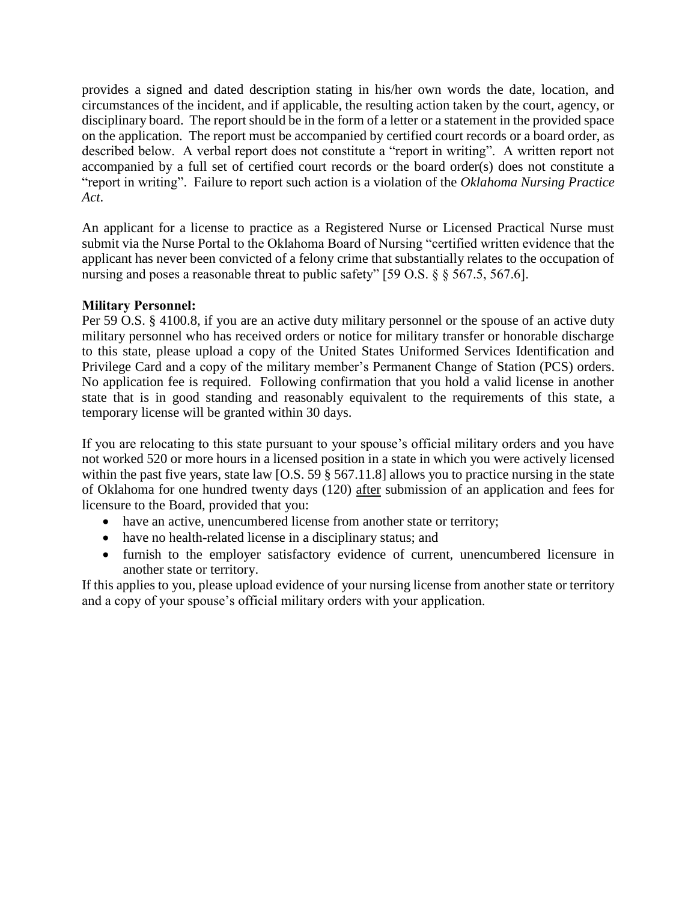provides a signed and dated description stating in his/her own words the date, location, and circumstances of the incident, and if applicable, the resulting action taken by the court, agency, or disciplinary board. The report should be in the form of a letter or a statement in the provided space on the application. The report must be accompanied by certified court records or a board order, as described below. A verbal report does not constitute a "report in writing". A written report not accompanied by a full set of certified court records or the board order(s) does not constitute a "report in writing". Failure to report such action is a violation of the *Oklahoma Nursing Practice Act*.

An applicant for a license to practice as a Registered Nurse or Licensed Practical Nurse must submit via the Nurse Portal to the Oklahoma Board of Nursing "certified written evidence that the applicant has never been convicted of a felony crime that substantially relates to the occupation of nursing and poses a reasonable threat to public safety" [59 O.S. § § 567.5, 567.6].

**Military Personnel:**
Per 59 O.S. § 4100.8, if you are an active duty military personnel or the spouse of an active duty military personnel who has received orders or notice for military transfer or honorable discharge to this state, please upload a copy of the United States Uniformed Services Identification and Privilege Card and a copy of the military member's Permanent Change of Station (PCS) orders. No application fee is required. Following confirmation that you hold a valid license in another state that is in good standing and reasonably equivalent to the requirements of this state, a temporary license will be granted within 30 days.

If you are relocating to this state pursuant to your spouse's official military orders and you have not worked 520 or more hours in a licensed position in a state in which you were actively licensed within the past five years, state law [O.S. 59 § 567.11.8] allows you to practice nursing in the state of Oklahoma for one hundred twenty days (120) after submission of an application and fees for licensure to the Board, provided that you:

- have an active, unencumbered license from another state or territory;
- have no health-related license in a disciplinary status; and
- furnish to the employer satisfactory evidence of current, unencumbered licensure in another state or territory.

If this applies to you, please upload evidence of your nursing license from another state or territory and a copy of your spouse's official military orders with your application.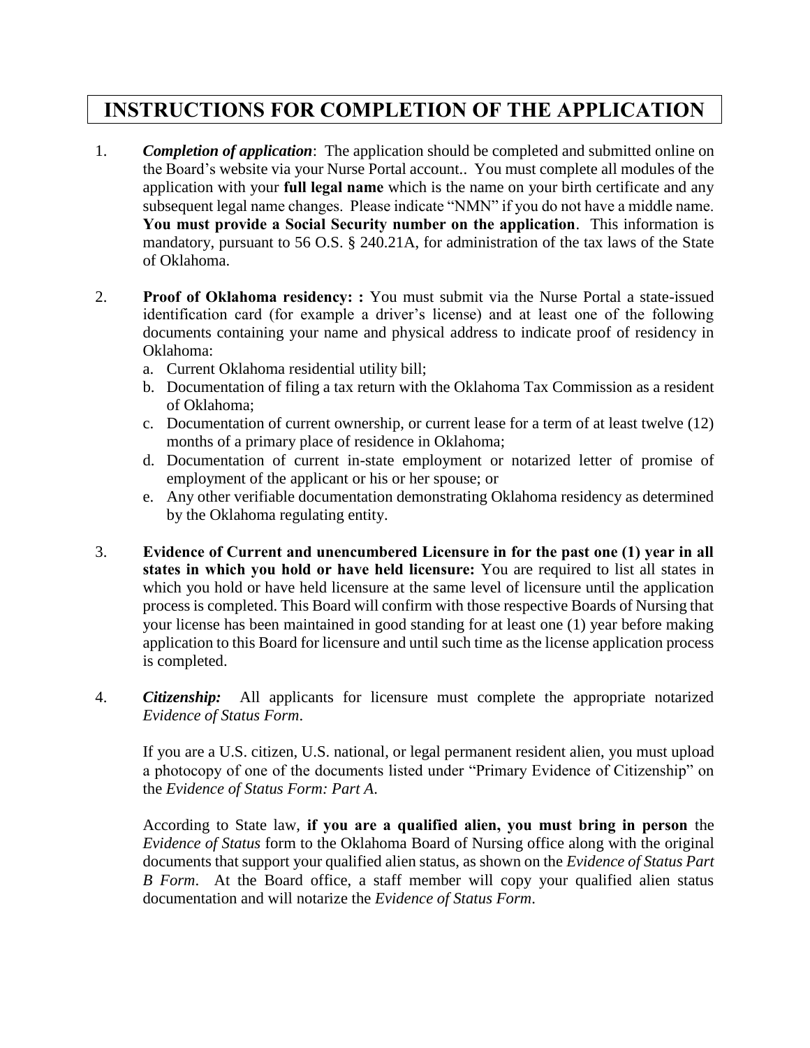# INSTRUCTIONS FOR COMPLETION OF THE APPLICATION

1. ***Completion of application***: The application should be completed and submitted online on the Board's website via your Nurse Portal account.. You must complete all modules of the application with your **full legal name** which is the name on your birth certificate and any subsequent legal name changes. Please indicate "NMN" if you do not have a middle name. **You must provide a Social Security number on the application**. This information is mandatory, pursuant to 56 O.S. § 240.21A, for administration of the tax laws of the State of Oklahoma.

2. **Proof of Oklahoma residency: :** You must submit via the Nurse Portal a state-issued identification card (for example a driver's license) and at least one of the following documents containing your name and physical address to indicate proof of residency in Oklahoma:
   a. Current Oklahoma residential utility bill;
   b. Documentation of filing a tax return with the Oklahoma Tax Commission as a resident of Oklahoma;
   c. Documentation of current ownership, or current lease for a term of at least twelve (12) months of a primary place of residence in Oklahoma;
   d. Documentation of current in-state employment or notarized letter of promise of employment of the applicant or his or her spouse; or
   e. Any other verifiable documentation demonstrating Oklahoma residency as determined by the Oklahoma regulating entity.

3. **Evidence of Current and unencumbered Licensure in for the past one (1) year in all states in which you hold or have held licensure:** You are required to list all states in which you hold or have held licensure at the same level of licensure until the application process is completed. This Board will confirm with those respective Boards of Nursing that your license has been maintained in good standing for at least one (1) year before making application to this Board for licensure and until such time as the license application process is completed.

4. ***Citizenship:*** All applicants for licensure must complete the appropriate notarized *Evidence of Status Form*.

   If you are a U.S. citizen, U.S. national, or legal permanent resident alien, you must upload a photocopy of one of the documents listed under "Primary Evidence of Citizenship" on the *Evidence of Status Form: Part A*.

   According to State law, **if you are a qualified alien, you must bring in person** the *Evidence of Status* form to the Oklahoma Board of Nursing office along with the original documents that support your qualified alien status, as shown on the *Evidence of Status Part B Form*. At the Board office, a staff member will copy your qualified alien status documentation and will notarize the *Evidence of Status Form*.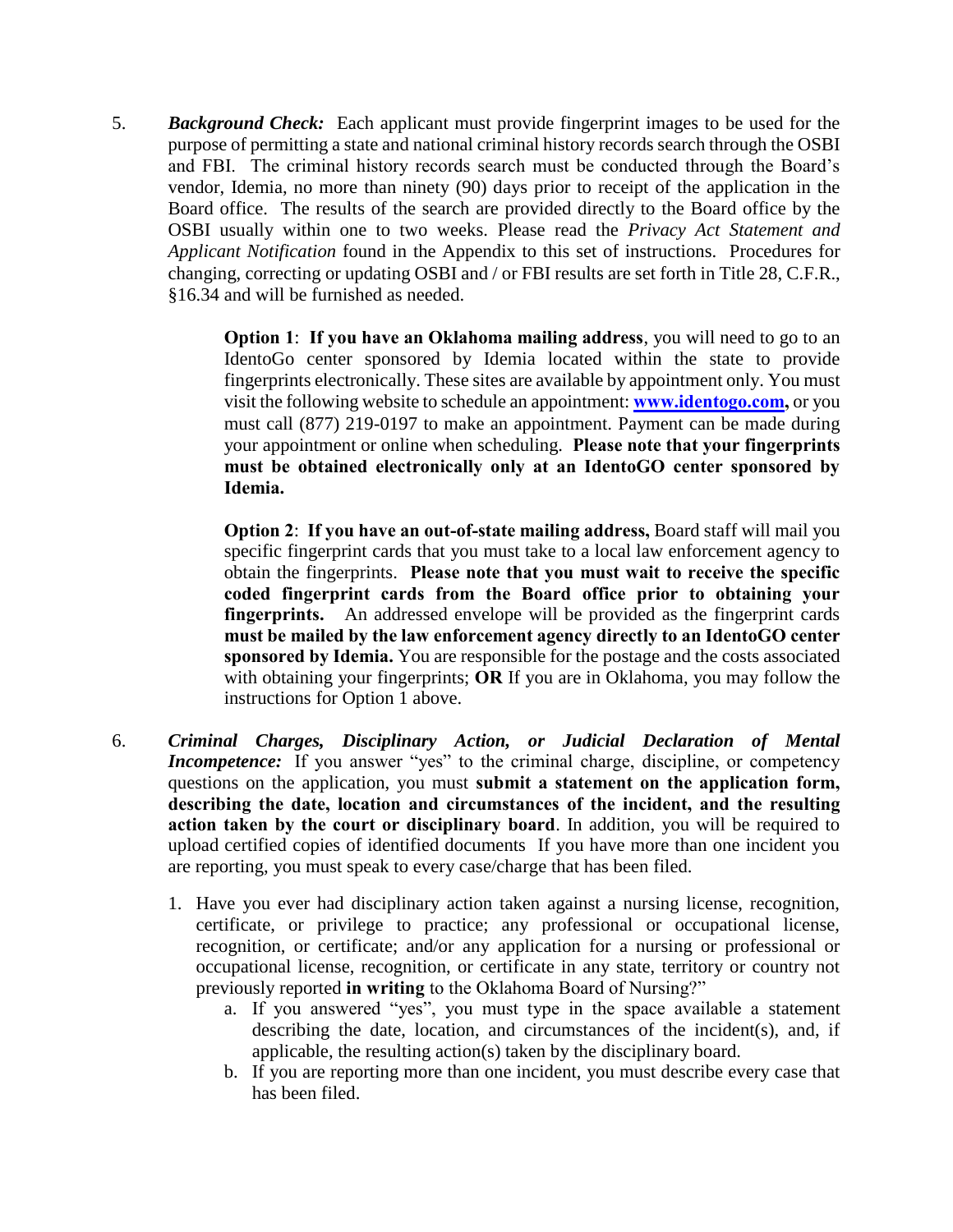5. ***Background Check:*** Each applicant must provide fingerprint images to be used for the purpose of permitting a state and national criminal history records search through the OSBI and FBI. The criminal history records search must be conducted through the Board's vendor, Idemia, no more than ninety (90) days prior to receipt of the application in the Board office. The results of the search are provided directly to the Board office by the OSBI usually within one to two weeks. Please read the *Privacy Act Statement and Applicant Notification* found in the Appendix to this set of instructions. Procedures for changing, correcting or updating OSBI and / or FBI results are set forth in Title 28, C.F.R., §16.34 and will be furnished as needed.

   **Option 1**: **If you have an Oklahoma mailing address**, you will need to go to an IdentoGo center sponsored by Idemia located within the state to provide fingerprints electronically. These sites are available by appointment only. You must visit the following website to schedule an appointment: **[www.identogo.com](www.identogo.com),** or you must call (877) 219-0197 to make an appointment. Payment can be made during your appointment or online when scheduling. **Please note that your fingerprints must be obtained electronically only at an IdentoGO center sponsored by Idemia.**

   **Option 2**: **If you have an out-of-state mailing address,** Board staff will mail you specific fingerprint cards that you must take to a local law enforcement agency to obtain the fingerprints. **Please note that you must wait to receive the specific coded fingerprint cards from the Board office prior to obtaining your fingerprints.** An addressed envelope will be provided as the fingerprint cards **must be mailed by the law enforcement agency directly to an IdentoGO center sponsored by Idemia.** You are responsible for the postage and the costs associated with obtaining your fingerprints; **OR** If you are in Oklahoma, you may follow the instructions for Option 1 above.

6. ***Criminal Charges, Disciplinary Action, or Judicial Declaration of Mental Incompetence:*** If you answer "yes" to the criminal charge, discipline, or competency questions on the application, you must **submit a statement on the application form, describing the date, location and circumstances of the incident, and the resulting action taken by the court or disciplinary board**. In addition, you will be required to upload certified copies of identified documents If you have more than one incident you are reporting, you must speak to every case/charge that has been filed.

   1. Have you ever had disciplinary action taken against a nursing license, recognition, certificate, or privilege to practice; any professional or occupational license, recognition, or certificate; and/or any application for a nursing or professional or occupational license, recognition, or certificate in any state, territory or country not previously reported **in writing** to the Oklahoma Board of Nursing?"
      a. If you answered "yes", you must type in the space available a statement describing the date, location, and circumstances of the incident(s), and, if applicable, the resulting action(s) taken by the disciplinary board.
      b. If you are reporting more than one incident, you must describe every case that has been filed.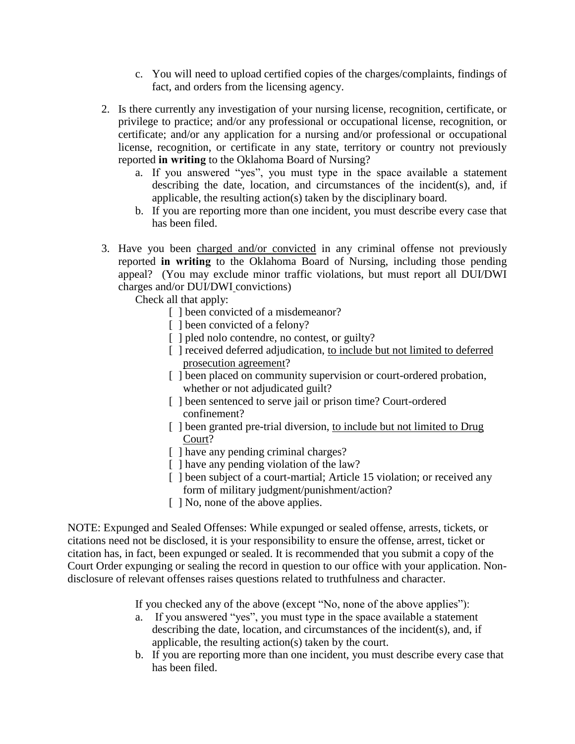c. You will need to upload certified copies of the charges/complaints, findings of fact, and orders from the licensing agency.

2. Is there currently any investigation of your nursing license, recognition, certificate, or privilege to practice; and/or any professional or occupational license, recognition, or certificate; and/or any application for a nursing and/or professional or occupational license, recognition, or certificate in any state, territory or country not previously reported **in writing** to the Oklahoma Board of Nursing?
   a. If you answered "yes", you must type in the space available a statement describing the date, location, and circumstances of the incident(s), and, if applicable, the resulting action(s) taken by the disciplinary board.
   b. If you are reporting more than one incident, you must describe every case that has been filed.

3. Have you been <u>charged and/or convicted</u> in any criminal offense not previously reported **in writing** to the Oklahoma Board of Nursing, including those pending appeal? (You may exclude minor traffic violations, but must report all DUI/DWI charges and/or DUI/DWI convictions)

   Check all that apply:

   - [ ] been convicted of a misdemeanor?
   - [ ] been convicted of a felony?
   - [ ] pled nolo contendre, no contest, or guilty?
   - [ ] received deferred adjudication, <u>to include but not limited to deferred prosecution agreement</u>?
   - [ ] been placed on community supervision or court-ordered probation, whether or not adjudicated guilt?
   - [ ] been sentenced to serve jail or prison time? Court-ordered confinement?
   - [ ] been granted pre-trial diversion, <u>to include but not limited to Drug Court</u>?
   - [ ] have any pending criminal charges?
   - [ ] have any pending violation of the law?
   - [ ] been subject of a court-martial; Article 15 violation; or received any form of military judgment/punishment/action?
   - [ ] No, none of the above applies.

NOTE: Expunged and Sealed Offenses: While expunged or sealed offense, arrests, tickets, or citations need not be disclosed, it is your responsibility to ensure the offense, arrest, ticket or citation has, in fact, been expunged or sealed. It is recommended that you submit a copy of the Court Order expunging or sealing the record in question to our office with your application. Non-disclosure of relevant offenses raises questions related to truthfulness and character.

   If you checked any of the above (except "No, none of the above applies"):
   a. If you answered "yes", you must type in the space available a statement describing the date, location, and circumstances of the incident(s), and, if applicable, the resulting action(s) taken by the court.
   b. If you are reporting more than one incident, you must describe every case that has been filed.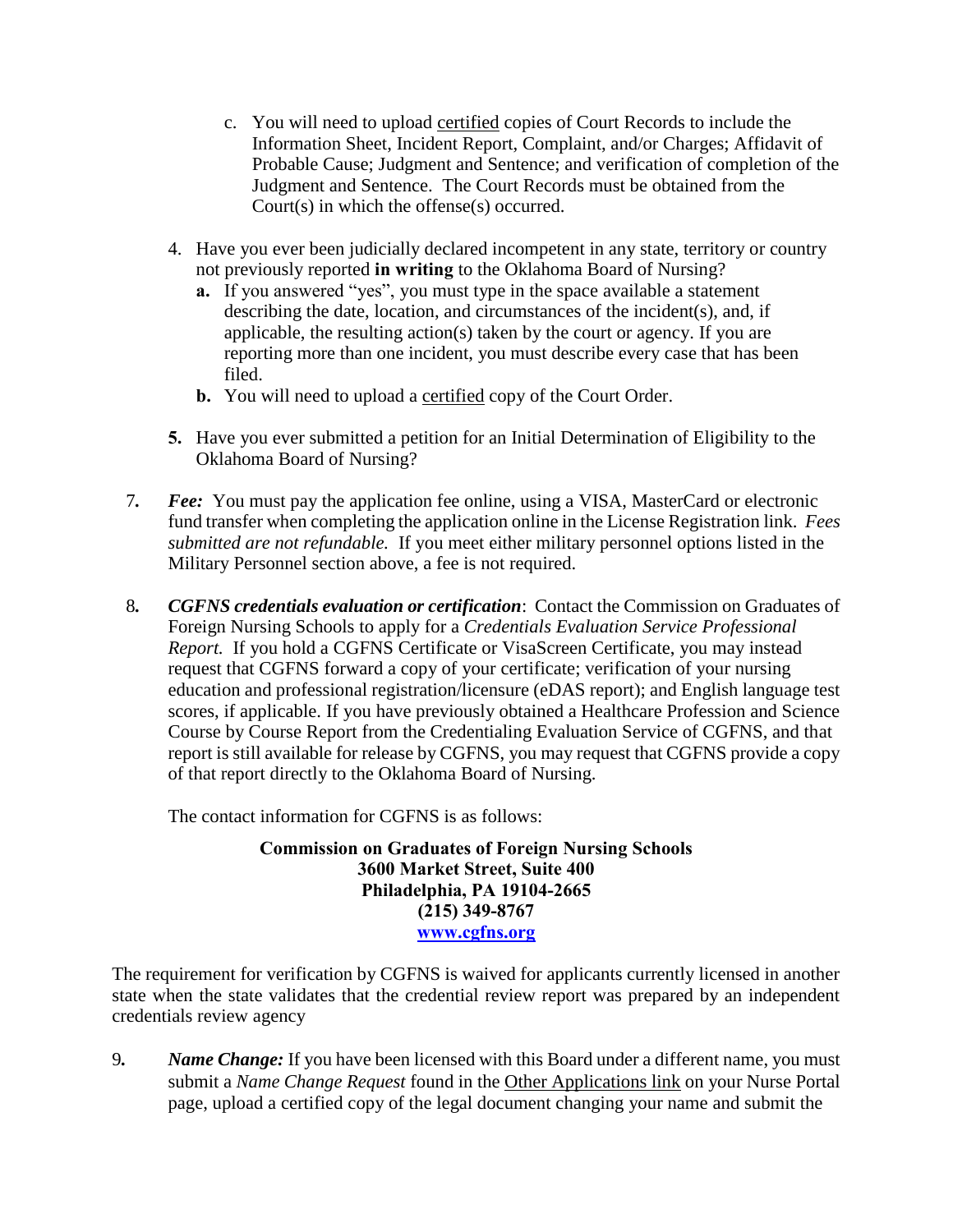c. You will need to upload <u>certified</u> copies of Court Records to include the Information Sheet, Incident Report, Complaint, and/or Charges; Affidavit of Probable Cause; Judgment and Sentence; and verification of completion of the Judgment and Sentence. The Court Records must be obtained from the Court(s) in which the offense(s) occurred.

4. Have you ever been judicially declared incompetent in any state, territory or country not previously reported **in writing** to the Oklahoma Board of Nursing?
   - **a.** If you answered "yes", you must type in the space available a statement describing the date, location, and circumstances of the incident(s), and, if applicable, the resulting action(s) taken by the court or agency. If you are reporting more than one incident, you must describe every case that has been filed.
   - **b.** You will need to upload a <u>certified</u> copy of the Court Order.

**5.** Have you ever submitted a petition for an Initial Determination of Eligibility to the Oklahoma Board of Nursing?

7. ***Fee:*** You must pay the application fee online, using a VISA, MasterCard or electronic fund transfer when completing the application online in the License Registration link. *Fees submitted are not refundable.* If you meet either military personnel options listed in the Military Personnel section above, a fee is not required.

8. ***CGFNS credentials evaluation or certification***: Contact the Commission on Graduates of Foreign Nursing Schools to apply for a *Credentials Evaluation Service Professional Report.* If you hold a CGFNS Certificate or VisaScreen Certificate, you may instead request that CGFNS forward a copy of your certificate; verification of your nursing education and professional registration/licensure (eDAS report); and English language test scores, if applicable. If you have previously obtained a Healthcare Profession and Science Course by Course Report from the Credentialing Evaluation Service of CGFNS, and that report is still available for release by CGFNS, you may request that CGFNS provide a copy of that report directly to the Oklahoma Board of Nursing.

   The contact information for CGFNS is as follows:

   **Commission on Graduates of Foreign Nursing Schools**
   **3600 Market Street, Suite 400**
   **Philadelphia, PA 19104-2665**
   **(215) 349-8767**
   **[www.cgfns.org](http://www.cgfns.org)**

The requirement for verification by CGFNS is waived for applicants currently licensed in another state when the state validates that the credential review report was prepared by an independent credentials review agency

9. ***Name Change:*** If you have been licensed with this Board under a different name, you must submit a *Name Change Request* found in the <u>Other Applications link</u> on your Nurse Portal page, upload a certified copy of the legal document changing your name and submit the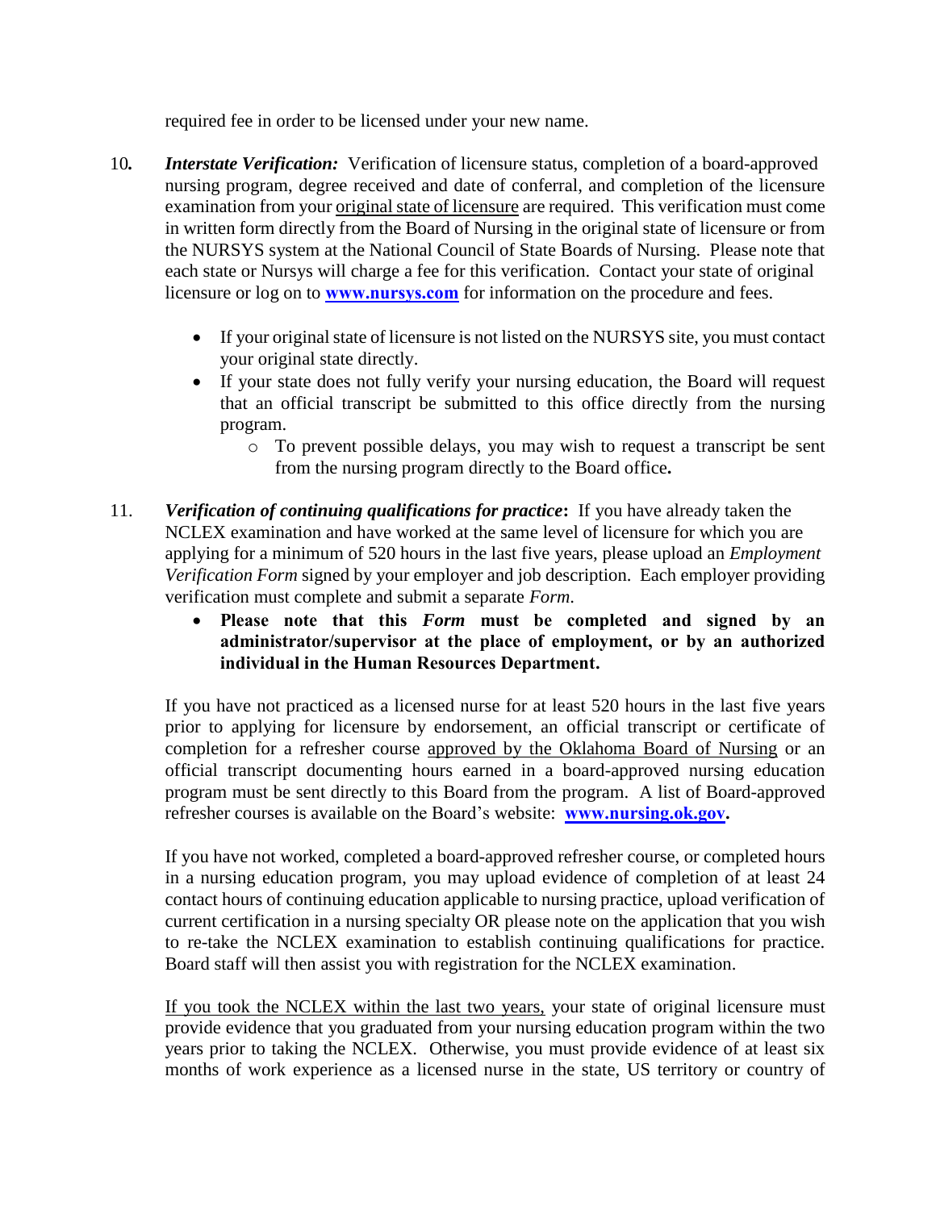required fee in order to be licensed under your new name.

10. ***Interstate Verification:*** Verification of licensure status, completion of a board-approved nursing program, degree received and date of conferral, and completion of the licensure examination from your original state of licensure are required. This verification must come in written form directly from the Board of Nursing in the original state of licensure or from the NURSYS system at the National Council of State Boards of Nursing. Please note that each state or Nursys will charge a fee for this verification. Contact your state of original licensure or log on to **www.nursys.com** for information on the procedure and fees.

    - If your original state of licensure is not listed on the NURSYS site, you must contact your original state directly.
    - If your state does not fully verify your nursing education, the Board will request that an official transcript be submitted to this office directly from the nursing program.
        - To prevent possible delays, you may wish to request a transcript be sent from the nursing program directly to the Board office**.**

11. ***Verification of continuing qualifications for practice*****:** If you have already taken the NCLEX examination and have worked at the same level of licensure for which you are applying for a minimum of 520 hours in the last five years, please upload an *Employment Verification Form* signed by your employer and job description. Each employer providing verification must complete and submit a separate *Form*.

    - **Please note that this *Form* must be completed and signed by an administrator/supervisor at the place of employment, or by an authorized individual in the Human Resources Department.**

    If you have not practiced as a licensed nurse for at least 520 hours in the last five years prior to applying for licensure by endorsement, an official transcript or certificate of completion for a refresher course approved by the Oklahoma Board of Nursing or an official transcript documenting hours earned in a board-approved nursing education program must be sent directly to this Board from the program. A list of Board-approved refresher courses is available on the Board's website: **www.nursing.ok.gov.**

    If you have not worked, completed a board-approved refresher course, or completed hours in a nursing education program, you may upload evidence of completion of at least 24 contact hours of continuing education applicable to nursing practice, upload verification of current certification in a nursing specialty OR please note on the application that you wish to re-take the NCLEX examination to establish continuing qualifications for practice. Board staff will then assist you with registration for the NCLEX examination.

    If you took the NCLEX within the last two years, your state of original licensure must provide evidence that you graduated from your nursing education program within the two years prior to taking the NCLEX. Otherwise, you must provide evidence of at least six months of work experience as a licensed nurse in the state, US territory or country of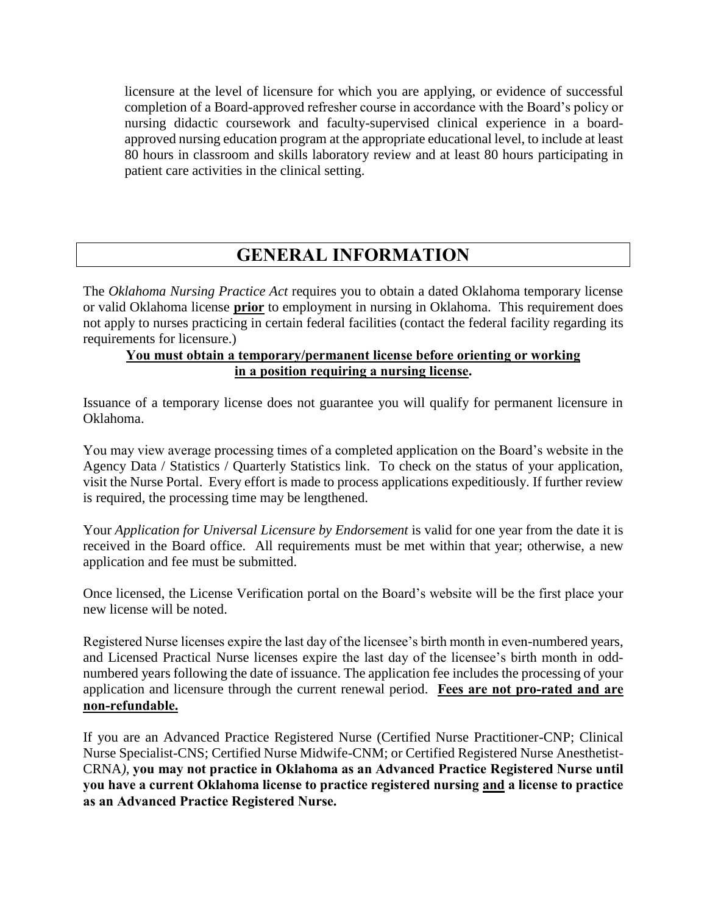licensure at the level of licensure for which you are applying, or evidence of successful completion of a Board-approved refresher course in accordance with the Board's policy or nursing didactic coursework and faculty-supervised clinical experience in a board-approved nursing education program at the appropriate educational level, to include at least 80 hours in classroom and skills laboratory review and at least 80 hours participating in patient care activities in the clinical setting.

## GENERAL INFORMATION

The *Oklahoma Nursing Practice Act* requires you to obtain a dated Oklahoma temporary license or valid Oklahoma license **prior** to employment in nursing in Oklahoma. This requirement does not apply to nurses practicing in certain federal facilities (contact the federal facility regarding its requirements for licensure.)

**You must obtain a temporary/permanent license before orienting or working in a position requiring a nursing license.**

Issuance of a temporary license does not guarantee you will qualify for permanent licensure in Oklahoma.

You may view average processing times of a completed application on the Board's website in the Agency Data / Statistics / Quarterly Statistics link. To check on the status of your application, visit the Nurse Portal. Every effort is made to process applications expeditiously. If further review is required, the processing time may be lengthened.

Your *Application for Universal Licensure by Endorsement* is valid for one year from the date it is received in the Board office. All requirements must be met within that year; otherwise, a new application and fee must be submitted.

Once licensed, the License Verification portal on the Board's website will be the first place your new license will be noted.

Registered Nurse licenses expire the last day of the licensee's birth month in even-numbered years, and Licensed Practical Nurse licenses expire the last day of the licensee's birth month in odd-numbered years following the date of issuance. The application fee includes the processing of your application and licensure through the current renewal period. **Fees are not pro-rated and are non-refundable.**

If you are an Advanced Practice Registered Nurse (Certified Nurse Practitioner-CNP; Clinical Nurse Specialist-CNS; Certified Nurse Midwife-CNM; or Certified Registered Nurse Anesthetist-CRNA), **you may not practice in Oklahoma as an Advanced Practice Registered Nurse until you have a current Oklahoma license to practice registered nursing and a license to practice as an Advanced Practice Registered Nurse.**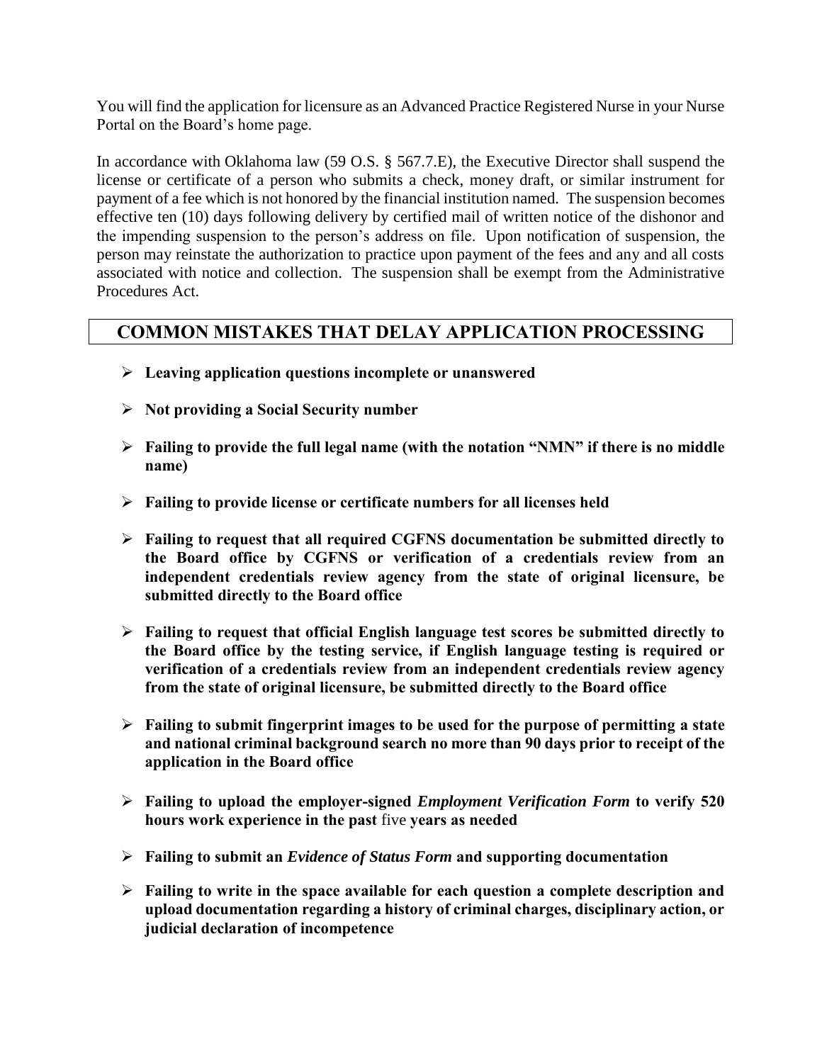You will find the application for licensure as an Advanced Practice Registered Nurse in your Nurse Portal on the Board's home page.

In accordance with Oklahoma law (59 O.S. § 567.7.E), the Executive Director shall suspend the license or certificate of a person who submits a check, money draft, or similar instrument for payment of a fee which is not honored by the financial institution named. The suspension becomes effective ten (10) days following delivery by certified mail of written notice of the dishonor and the impending suspension to the person's address on file. Upon notification of suspension, the person may reinstate the authorization to practice upon payment of the fees and any and all costs associated with notice and collection. The suspension shall be exempt from the Administrative Procedures Act.

## COMMON MISTAKES THAT DELAY APPLICATION PROCESSING

- **Leaving application questions incomplete or unanswered**
- **Not providing a Social Security number**
- **Failing to provide the full legal name (with the notation "NMN" if there is no middle name)**
- **Failing to provide license or certificate numbers for all licenses held**
- **Failing to request that all required CGFNS documentation be submitted directly to the Board office by CGFNS or verification of a credentials review from an independent credentials review agency from the state of original licensure, be submitted directly to the Board office**
- **Failing to request that official English language test scores be submitted directly to the Board office by the testing service, if English language testing is required or verification of a credentials review from an independent credentials review agency from the state of original licensure, be submitted directly to the Board office**
- **Failing to submit fingerprint images to be used for the purpose of permitting a state and national criminal background search no more than 90 days prior to receipt of the application in the Board office**
- **Failing to upload the employer-signed *Employment Verification Form* to verify 520 hours work experience in the past** five **years as needed**
- **Failing to submit an *Evidence of Status Form* and supporting documentation**
- **Failing to write in the space available for each question a complete description and upload documentation regarding a history of criminal charges, disciplinary action, or judicial declaration of incompetence**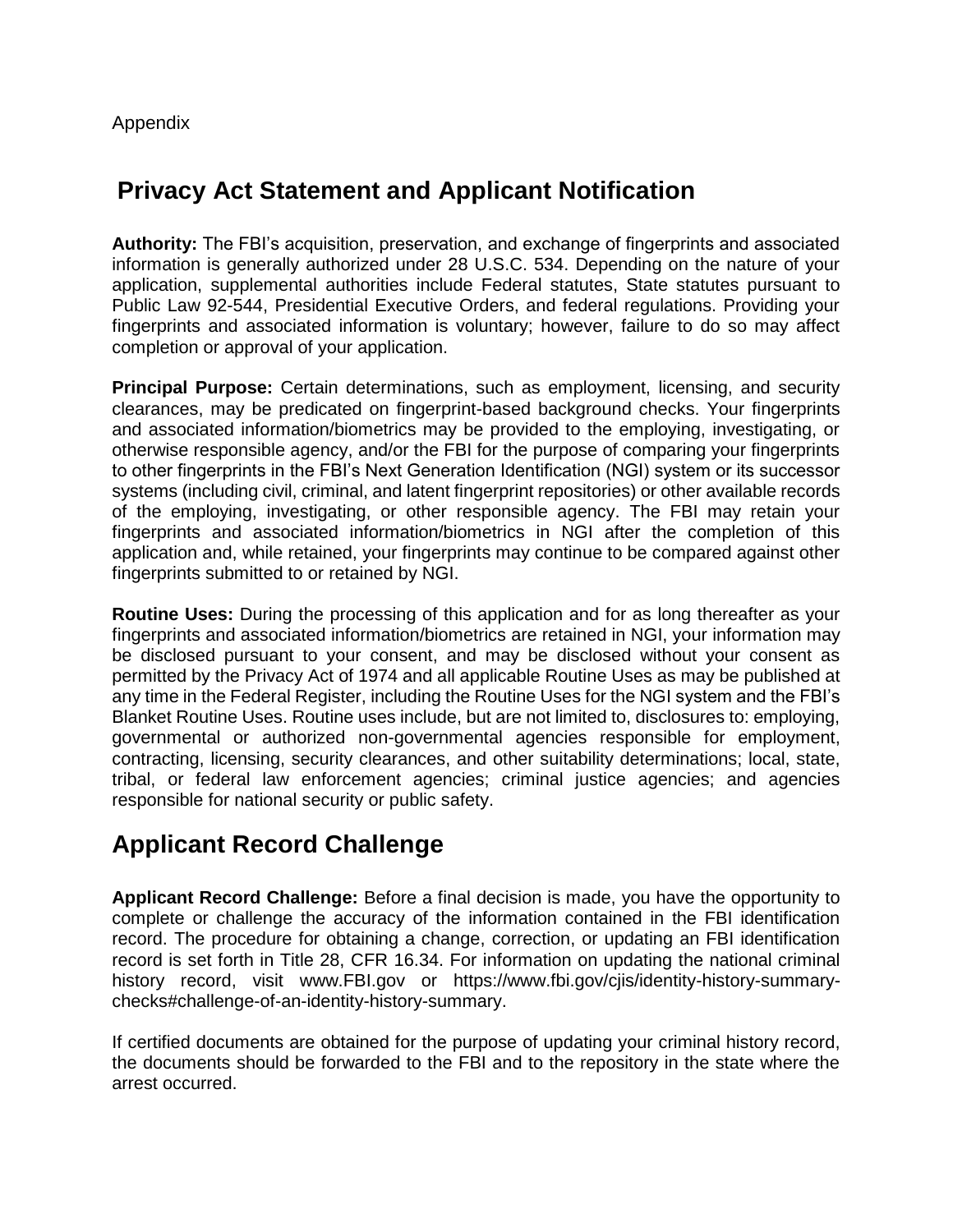Appendix

## Privacy Act Statement and Applicant Notification

**Authority:** The FBI's acquisition, preservation, and exchange of fingerprints and associated information is generally authorized under 28 U.S.C. 534. Depending on the nature of your application, supplemental authorities include Federal statutes, State statutes pursuant to Public Law 92-544, Presidential Executive Orders, and federal regulations. Providing your fingerprints and associated information is voluntary; however, failure to do so may affect completion or approval of your application.

**Principal Purpose:** Certain determinations, such as employment, licensing, and security clearances, may be predicated on fingerprint-based background checks. Your fingerprints and associated information/biometrics may be provided to the employing, investigating, or otherwise responsible agency, and/or the FBI for the purpose of comparing your fingerprints to other fingerprints in the FBI's Next Generation Identification (NGI) system or its successor systems (including civil, criminal, and latent fingerprint repositories) or other available records of the employing, investigating, or other responsible agency. The FBI may retain your fingerprints and associated information/biometrics in NGI after the completion of this application and, while retained, your fingerprints may continue to be compared against other fingerprints submitted to or retained by NGI.

**Routine Uses:** During the processing of this application and for as long thereafter as your fingerprints and associated information/biometrics are retained in NGI, your information may be disclosed pursuant to your consent, and may be disclosed without your consent as permitted by the Privacy Act of 1974 and all applicable Routine Uses as may be published at any time in the Federal Register, including the Routine Uses for the NGI system and the FBI's Blanket Routine Uses. Routine uses include, but are not limited to, disclosures to: employing, governmental or authorized non-governmental agencies responsible for employment, contracting, licensing, security clearances, and other suitability determinations; local, state, tribal, or federal law enforcement agencies; criminal justice agencies; and agencies responsible for national security or public safety.

## Applicant Record Challenge

**Applicant Record Challenge:** Before a final decision is made, you have the opportunity to complete or challenge the accuracy of the information contained in the FBI identification record. The procedure for obtaining a change, correction, or updating an FBI identification record is set forth in Title 28, CFR 16.34. For information on updating the national criminal history record, visit www.FBI.gov or https://www.fbi.gov/cjis/identity-history-summary-checks#challenge-of-an-identity-history-summary.

If certified documents are obtained for the purpose of updating your criminal history record, the documents should be forwarded to the FBI and to the repository in the state where the arrest occurred.